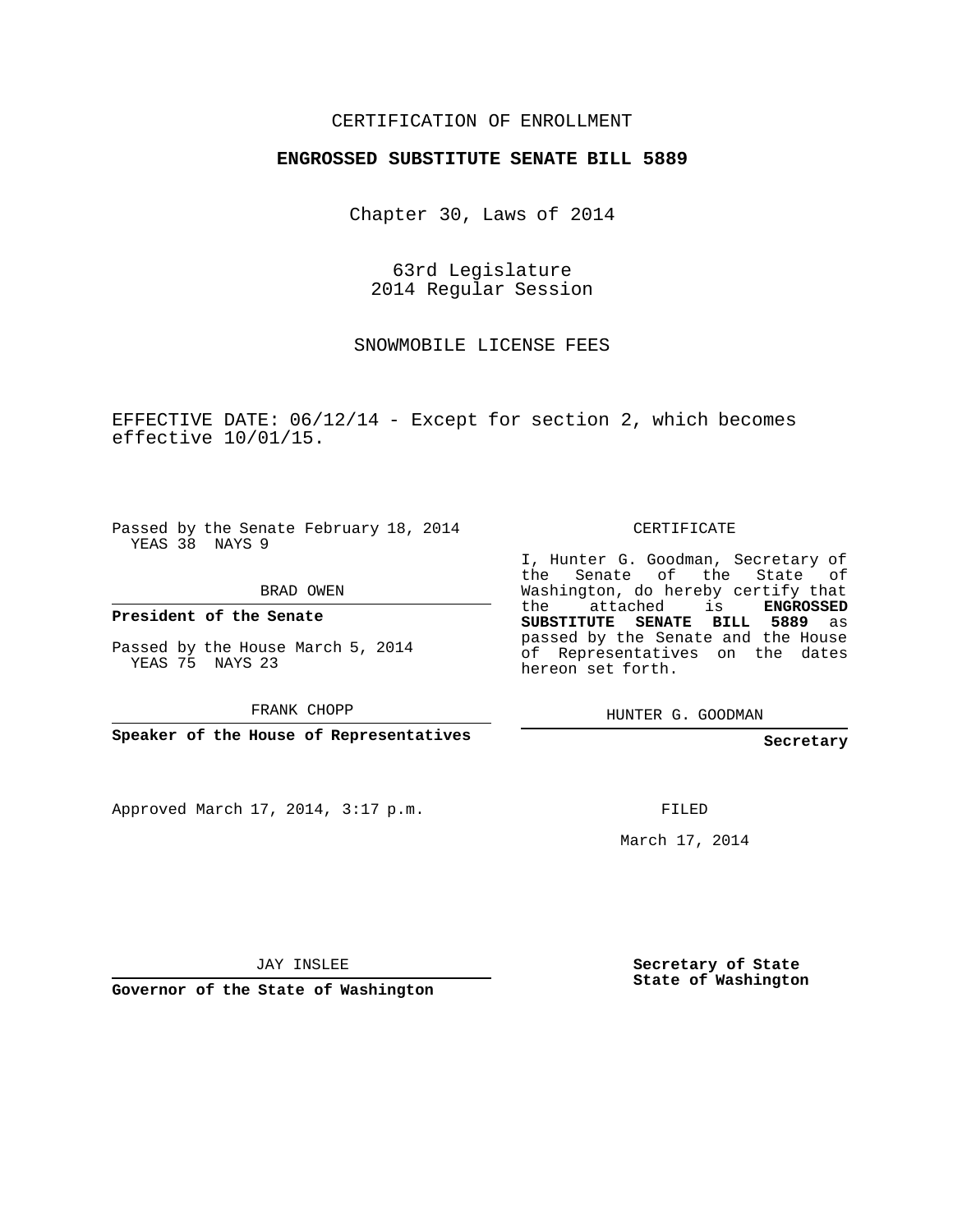CERTIFICATION OF ENROLLMENT

**ENGROSSED SUBSTITUTE SENATE BILL 5889**

Chapter 30, Laws of 2014

63rd Legislature
2014 Regular Session

SNOWMOBILE LICENSE FEES

EFFECTIVE DATE: 06/12/14 - Except for section 2, which becomes effective 10/01/15.

Passed by the Senate February 18, 2014
YEAS 38 NAYS 9

BRAD OWEN

**President of the Senate**

Passed by the House March 5, 2014
YEAS 75 NAYS 23

FRANK CHOPP

**Speaker of the House of Representatives**

Approved March 17, 2014, 3:17 p.m.

JAY INSLEE

**Governor of the State of Washington**

CERTIFICATE

I, Hunter G. Goodman, Secretary of the Senate of the State of Washington, do hereby certify that the attached is **ENGROSSED SUBSTITUTE SENATE BILL 5889** as passed by the Senate and the House of Representatives on the dates hereon set forth.

HUNTER G. GOODMAN

**Secretary**

FILED

March 17, 2014

**Secretary of State**
**State of Washington**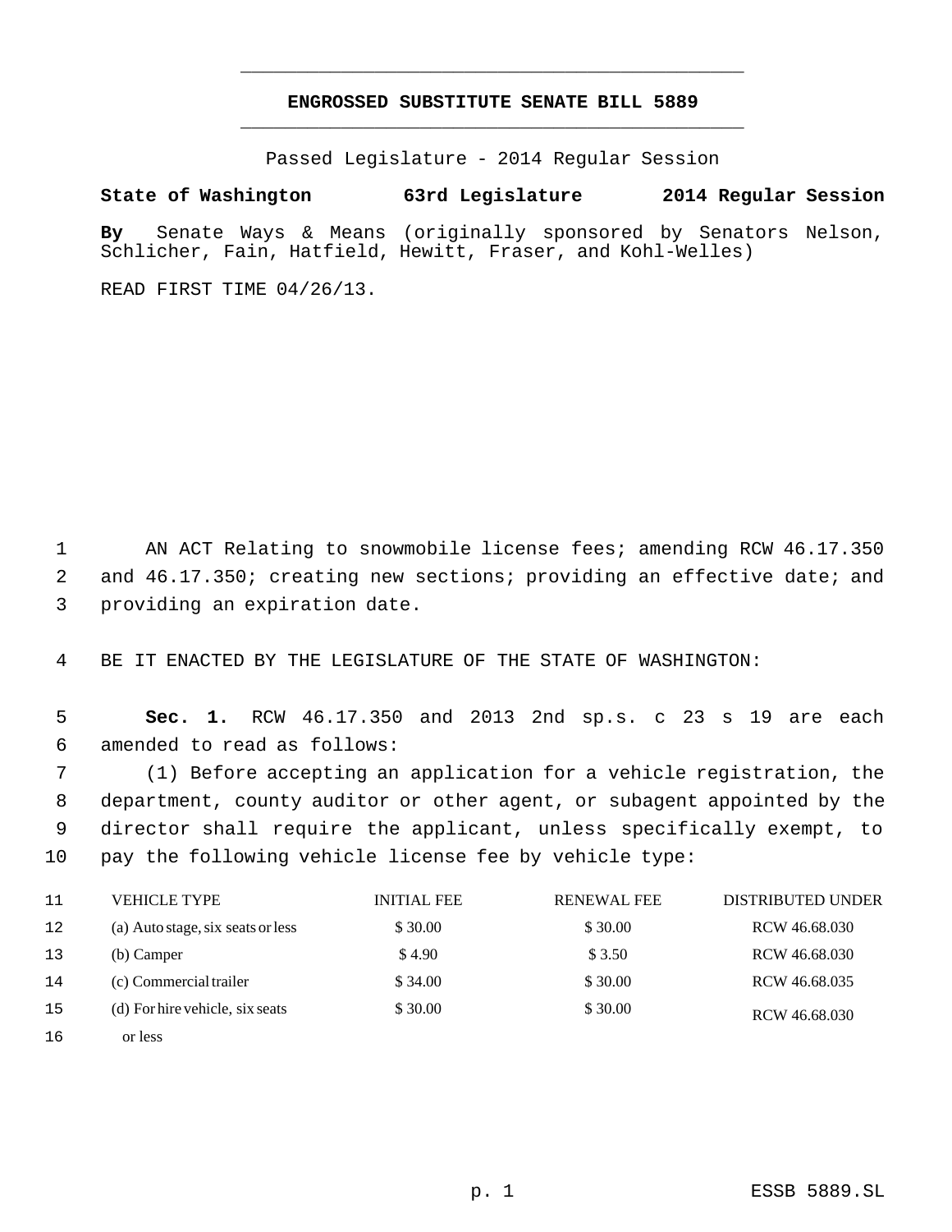**ENGROSSED SUBSTITUTE SENATE BILL 5889**

Passed Legislature - 2014 Regular Session

**State of Washington 63rd Legislature 2014 Regular Session**

**By** Senate Ways & Means (originally sponsored by Senators Nelson, Schlicher, Fain, Hatfield, Hewitt, Fraser, and Kohl-Welles)

READ FIRST TIME 04/26/13.

AN ACT Relating to snowmobile license fees; amending RCW 46.17.350 and 46.17.350; creating new sections; providing an effective date; and providing an expiration date.

BE IT ENACTED BY THE LEGISLATURE OF THE STATE OF WASHINGTON:

**Sec. 1.** RCW 46.17.350 and 2013 2nd sp.s. c 23 s 19 are each amended to read as follows:

(1) Before accepting an application for a vehicle registration, the department, county auditor or other agent, or subagent appointed by the director shall require the applicant, unless specifically exempt, to pay the following vehicle license fee by vehicle type:

| VEHICLE TYPE | INITIAL FEE | RENEWAL FEE | DISTRIBUTED UNDER |
|---|---|---|---|
| (a) Auto stage, six seats or less | $ 30.00 | $ 30.00 | RCW 46.68.030 |
| (b) Camper | $ 4.90 | $ 3.50 | RCW 46.68.030 |
| (c) Commercial trailer | $ 34.00 | $ 30.00 | RCW 46.68.035 |
| (d) For hire vehicle, six seats or less | $ 30.00 | $ 30.00 | RCW 46.68.030 |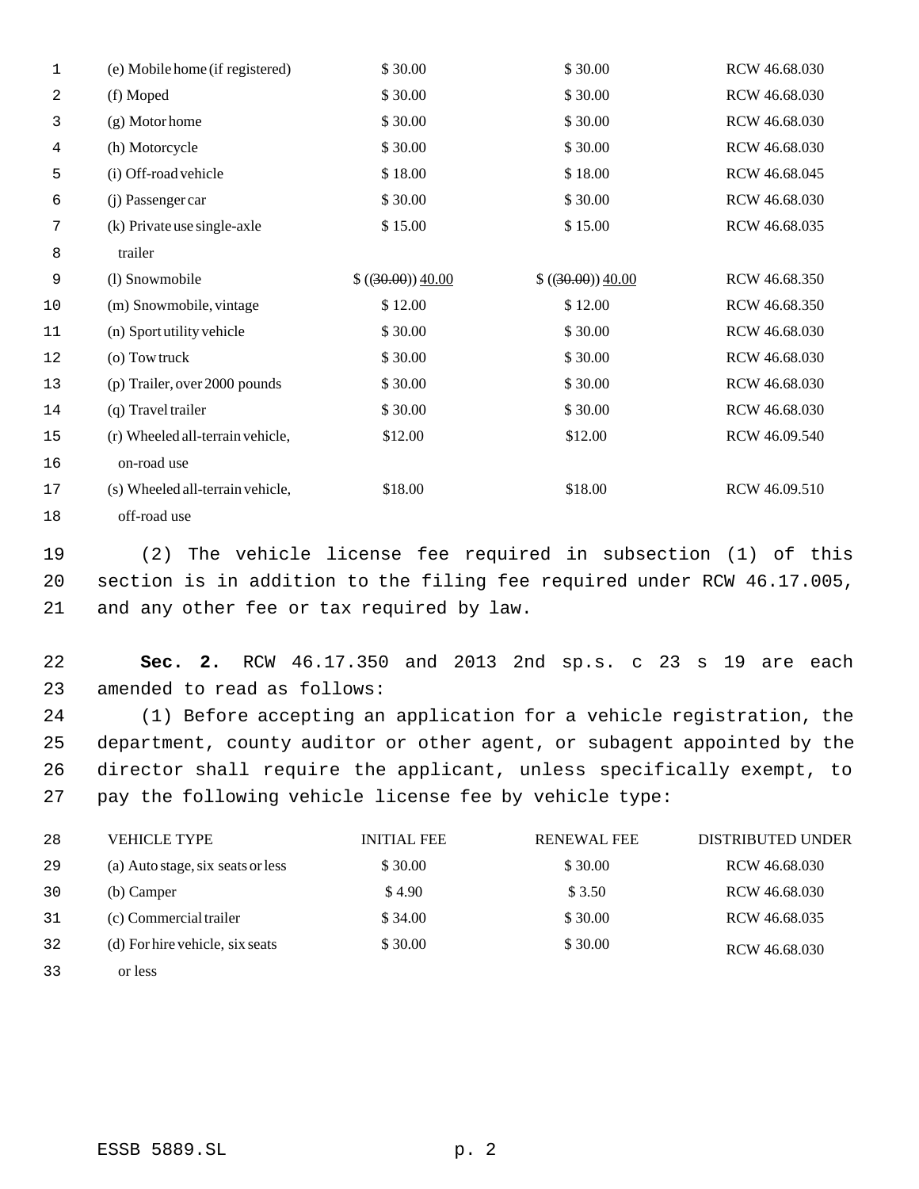| | | | |
|---|---|---|---|
| (e) Mobile home (if registered) | $ 30.00 | $ 30.00 | RCW 46.68.030 |
| (f) Moped | $ 30.00 | $ 30.00 | RCW 46.68.030 |
| (g) Motor home | $ 30.00 | $ 30.00 | RCW 46.68.030 |
| (h) Motorcycle | $ 30.00 | $ 30.00 | RCW 46.68.030 |
| (i) Off-road vehicle | $ 18.00 | $ 18.00 | RCW 46.68.045 |
| (j) Passenger car | $ 30.00 | $ 30.00 | RCW 46.68.030 |
| (k) Private use single-axle trailer | $ 15.00 | $ 15.00 | RCW 46.68.035 |
| (l) Snowmobile | $ ((~~30.00~~)) <u>40.00</u> | $ ((~~30.00~~)) <u>40.00</u> | RCW 46.68.350 |
| (m) Snowmobile, vintage | $ 12.00 | $ 12.00 | RCW 46.68.350 |
| (n) Sport utility vehicle | $ 30.00 | $ 30.00 | RCW 46.68.030 |
| (o) Tow truck | $ 30.00 | $ 30.00 | RCW 46.68.030 |
| (p) Trailer, over 2000 pounds | $ 30.00 | $ 30.00 | RCW 46.68.030 |
| (q) Travel trailer | $ 30.00 | $ 30.00 | RCW 46.68.030 |
| (r) Wheeled all-terrain vehicle, on-road use | $12.00 | $12.00 | RCW 46.09.540 |
| (s) Wheeled all-terrain vehicle, off-road use | $18.00 | $18.00 | RCW 46.09.510 |

(2) The vehicle license fee required in subsection (1) of this section is in addition to the filing fee required under RCW 46.17.005, and any other fee or tax required by law.

**Sec. 2.** RCW 46.17.350 and 2013 2nd sp.s. c 23 s 19 are each amended to read as follows:

(1) Before accepting an application for a vehicle registration, the department, county auditor or other agent, or subagent appointed by the director shall require the applicant, unless specifically exempt, to pay the following vehicle license fee by vehicle type:

| VEHICLE TYPE | INITIAL FEE | RENEWAL FEE | DISTRIBUTED UNDER |
|---|---|---|---|
| (a) Auto stage, six seats or less | $ 30.00 | $ 30.00 | RCW 46.68.030 |
| (b) Camper | $ 4.90 | $ 3.50 | RCW 46.68.030 |
| (c) Commercial trailer | $ 34.00 | $ 30.00 | RCW 46.68.035 |
| (d) For hire vehicle, six seats or less | $ 30.00 | $ 30.00 | RCW 46.68.030 |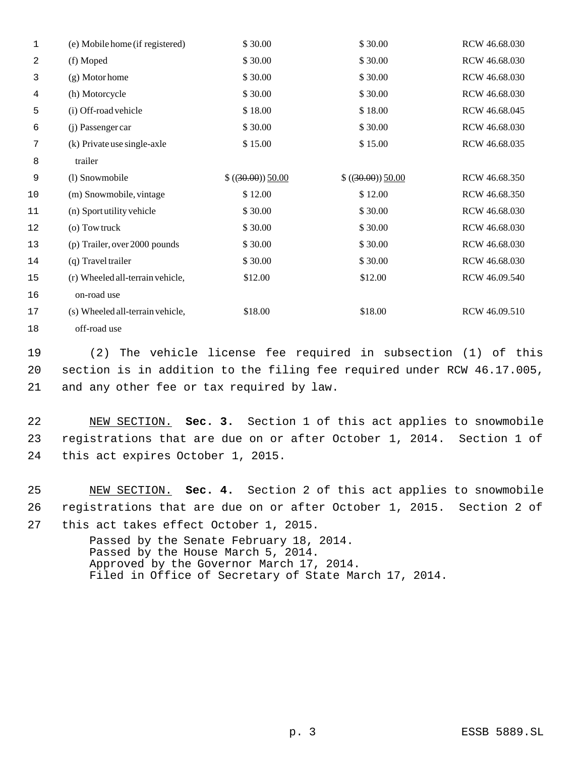| | | | |
|---|---|---|---|
| (e) Mobile home (if registered) | $ 30.00 | $ 30.00 | RCW 46.68.030 |
| (f) Moped | $ 30.00 | $ 30.00 | RCW 46.68.030 |
| (g) Motor home | $ 30.00 | $ 30.00 | RCW 46.68.030 |
| (h) Motorcycle | $ 30.00 | $ 30.00 | RCW 46.68.030 |
| (i) Off-road vehicle | $ 18.00 | $ 18.00 | RCW 46.68.045 |
| (j) Passenger car | $ 30.00 | $ 30.00 | RCW 46.68.030 |
| (k) Private use single-axle trailer | $ 15.00 | $ 15.00 | RCW 46.68.035 |
| (l) Snowmobile | $ ((~~30.00~~)) <u>50.00</u> | $ ((~~30.00~~)) <u>50.00</u> | RCW 46.68.350 |
| (m) Snowmobile, vintage | $ 12.00 | $ 12.00 | RCW 46.68.350 |
| (n) Sport utility vehicle | $ 30.00 | $ 30.00 | RCW 46.68.030 |
| (o) Tow truck | $ 30.00 | $ 30.00 | RCW 46.68.030 |
| (p) Trailer, over 2000 pounds | $ 30.00 | $ 30.00 | RCW 46.68.030 |
| (q) Travel trailer | $ 30.00 | $ 30.00 | RCW 46.68.030 |
| (r) Wheeled all-terrain vehicle, on-road use | $12.00 | $12.00 | RCW 46.09.540 |
| (s) Wheeled all-terrain vehicle, off-road use | $18.00 | $18.00 | RCW 46.09.510 |

(2) The vehicle license fee required in subsection (1) of this section is in addition to the filing fee required under RCW 46.17.005, and any other fee or tax required by law.

<u>NEW SECTION.</u> **Sec. 3.** Section 1 of this act applies to snowmobile registrations that are due on or after October 1, 2014. Section 1 of this act expires October 1, 2015.

<u>NEW SECTION.</u> **Sec. 4.** Section 2 of this act applies to snowmobile registrations that are due on or after October 1, 2015. Section 2 of this act takes effect October 1, 2015.

Passed by the Senate February 18, 2014.
Passed by the House March 5, 2014.
Approved by the Governor March 17, 2014.
Filed in Office of Secretary of State March 17, 2014.